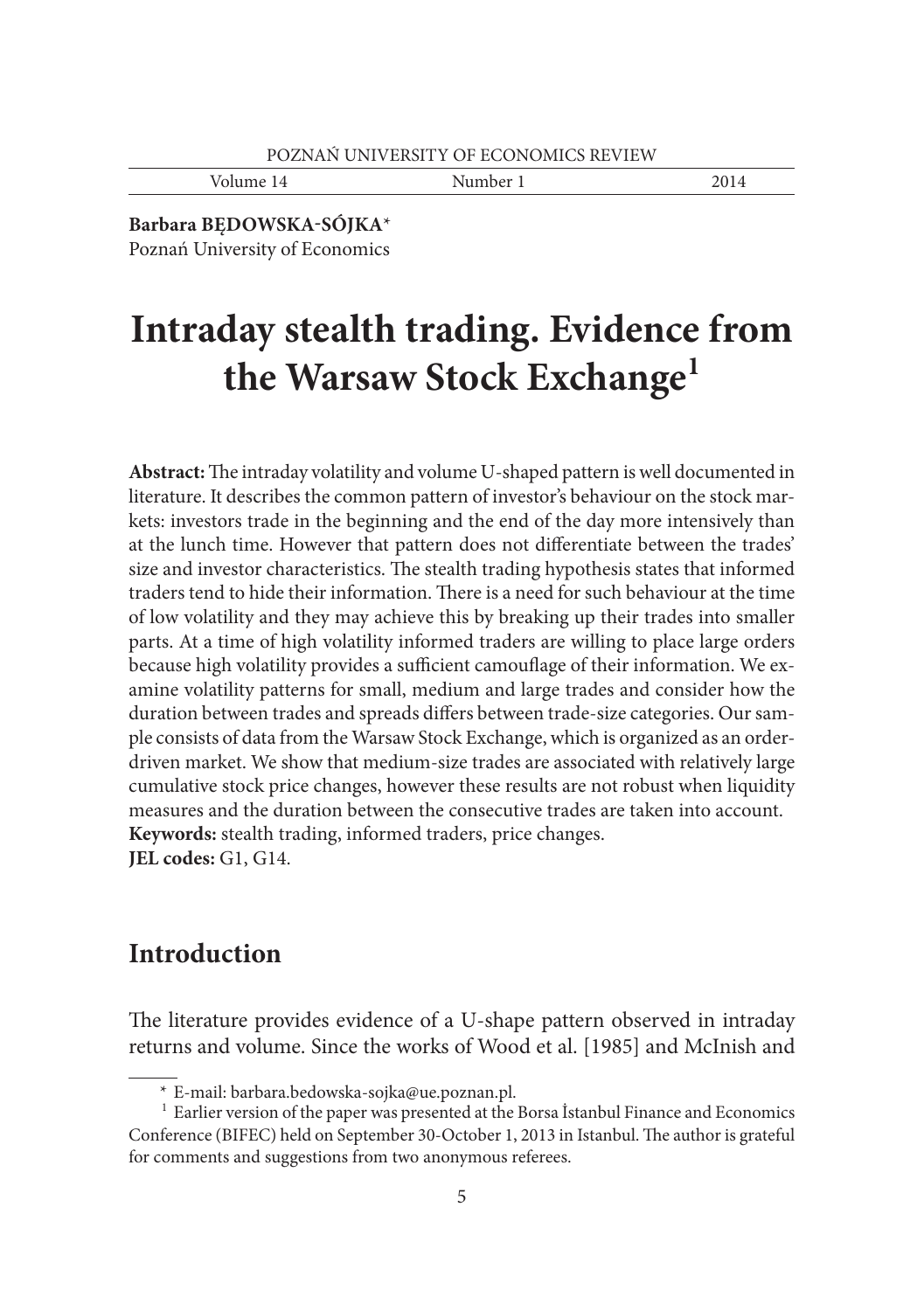Barbara BĘDOWSKA-SÓJKA*
Poznań University of Economics

# Intraday stealth trading. Evidence from the Warsaw Stock Exchange[1]

**Abstract:** The intraday volatility and volume U-shaped pattern is well documented in literature. It describes the common pattern of investor's behaviour on the stock markets: investors trade in the beginning and the end of the day more intensively than at the lunch time. However that pattern does not differentiate between the trades' size and investor characteristics. The stealth trading hypothesis states that informed traders tend to hide their information. There is a need for such behaviour at the time of low volatility and they may achieve this by breaking up their trades into smaller parts. At a time of high volatility informed traders are willing to place large orders because high volatility provides a sufficient camouflage of their information. We examine volatility patterns for small, medium and large trades and consider how the duration between trades and spreads differs between trade-size categories. Our sample consists of data from the Warsaw Stock Exchange, which is organized as an order-driven market. We show that medium-size trades are associated with relatively large cumulative stock price changes, however these results are not robust when liquidity measures and the duration between the consecutive trades are taken into account.
**Keywords:** stealth trading, informed traders, price changes.
**JEL codes:** G1, G14.

## Introduction

The literature provides evidence of a U-shape pattern observed in intraday returns and volume. Since the works of Wood et al. [1985] and McInish and

---

\* E-mail: barbara.bedowska-sojka@ue.poznan.pl.

[1] Earlier version of the paper was presented at the Borsa İstanbul Finance and Economics Conference (BIFEC) held on September 30-October 1, 2013 in Istanbul. The author is grateful for comments and suggestions from two anonymous referees.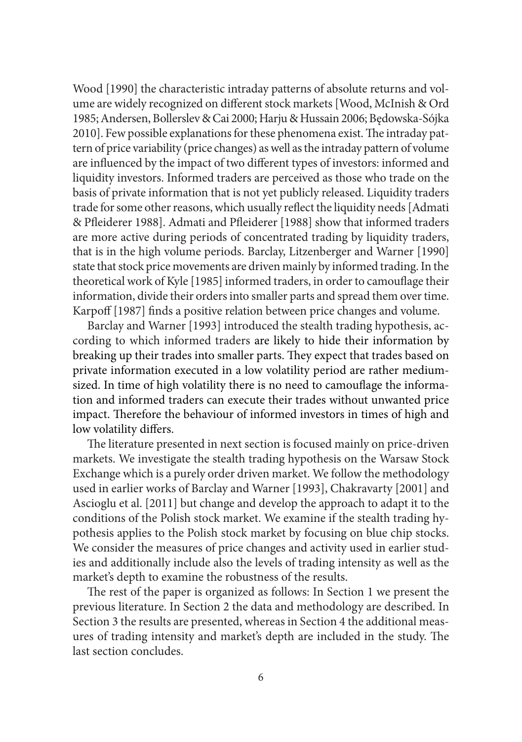Wood [1990] the characteristic intraday patterns of absolute returns and volume are widely recognized on different stock markets [Wood, McInish & Ord 1985; Andersen, Bollerslev & Cai 2000; Harju & Hussain 2006; Będowska-Sójka 2010]. Few possible explanations for these phenomena exist. The intraday pattern of price variability (price changes) as well as the intraday pattern of volume are influenced by the impact of two different types of investors: informed and liquidity investors. Informed traders are perceived as those who trade on the basis of private information that is not yet publicly released. Liquidity traders trade for some other reasons, which usually reflect the liquidity needs [Admati & Pfleiderer 1988]. Admati and Pfleiderer [1988] show that informed traders are more active during periods of concentrated trading by liquidity traders, that is in the high volume periods. Barclay, Litzenberger and Warner [1990] state that stock price movements are driven mainly by informed trading. In the theoretical work of Kyle [1985] informed traders, in order to camouflage their information, divide their orders into smaller parts and spread them over time. Karpoff [1987] finds a positive relation between price changes and volume.

Barclay and Warner [1993] introduced the stealth trading hypothesis, according to which informed traders are likely to hide their information by breaking up their trades into smaller parts. They expect that trades based on private information executed in a low volatility period are rather medium-sized. In time of high volatility there is no need to camouflage the information and informed traders can execute their trades without unwanted price impact. Therefore the behaviour of informed investors in times of high and low volatility differs.

The literature presented in next section is focused mainly on price-driven markets. We investigate the stealth trading hypothesis on the Warsaw Stock Exchange which is a purely order driven market. We follow the methodology used in earlier works of Barclay and Warner [1993], Chakravarty [2001] and Ascioglu et al. [2011] but change and develop the approach to adapt it to the conditions of the Polish stock market. We examine if the stealth trading hypothesis applies to the Polish stock market by focusing on blue chip stocks. We consider the measures of price changes and activity used in earlier studies and additionally include also the levels of trading intensity as well as the market's depth to examine the robustness of the results.

The rest of the paper is organized as follows: In Section 1 we present the previous literature. In Section 2 the data and methodology are described. In Section 3 the results are presented, whereas in Section 4 the additional measures of trading intensity and market's depth are included in the study. The last section concludes.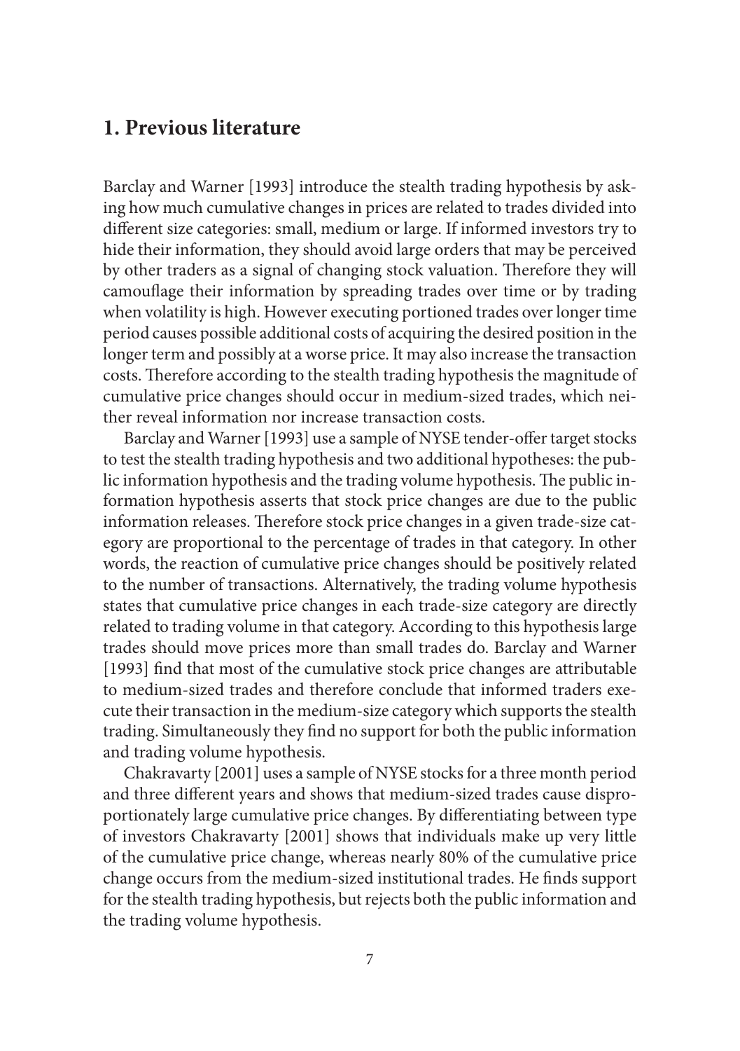## 1. Previous literature

Barclay and Warner [1993] introduce the stealth trading hypothesis by asking how much cumulative changes in prices are related to trades divided into different size categories: small, medium or large. If informed investors try to hide their information, they should avoid large orders that may be perceived by other traders as a signal of changing stock valuation. Therefore they will camouflage their information by spreading trades over time or by trading when volatility is high. However executing portioned trades over longer time period causes possible additional costs of acquiring the desired position in the longer term and possibly at a worse price. It may also increase the transaction costs. Therefore according to the stealth trading hypothesis the magnitude of cumulative price changes should occur in medium-sized trades, which neither reveal information nor increase transaction costs.

Barclay and Warner [1993] use a sample of NYSE tender-offer target stocks to test the stealth trading hypothesis and two additional hypotheses: the public information hypothesis and the trading volume hypothesis. The public information hypothesis asserts that stock price changes are due to the public information releases. Therefore stock price changes in a given trade-size category are proportional to the percentage of trades in that category. In other words, the reaction of cumulative price changes should be positively related to the number of transactions. Alternatively, the trading volume hypothesis states that cumulative price changes in each trade-size category are directly related to trading volume in that category. According to this hypothesis large trades should move prices more than small trades do. Barclay and Warner [1993] find that most of the cumulative stock price changes are attributable to medium-sized trades and therefore conclude that informed traders execute their transaction in the medium-size category which supports the stealth trading. Simultaneously they find no support for both the public information and trading volume hypothesis.

Chakravarty [2001] uses a sample of NYSE stocks for a three month period and three different years and shows that medium-sized trades cause disproportionately large cumulative price changes. By differentiating between type of investors Chakravarty [2001] shows that individuals make up very little of the cumulative price change, whereas nearly 80% of the cumulative price change occurs from the medium-sized institutional trades. He finds support for the stealth trading hypothesis, but rejects both the public information and the trading volume hypothesis.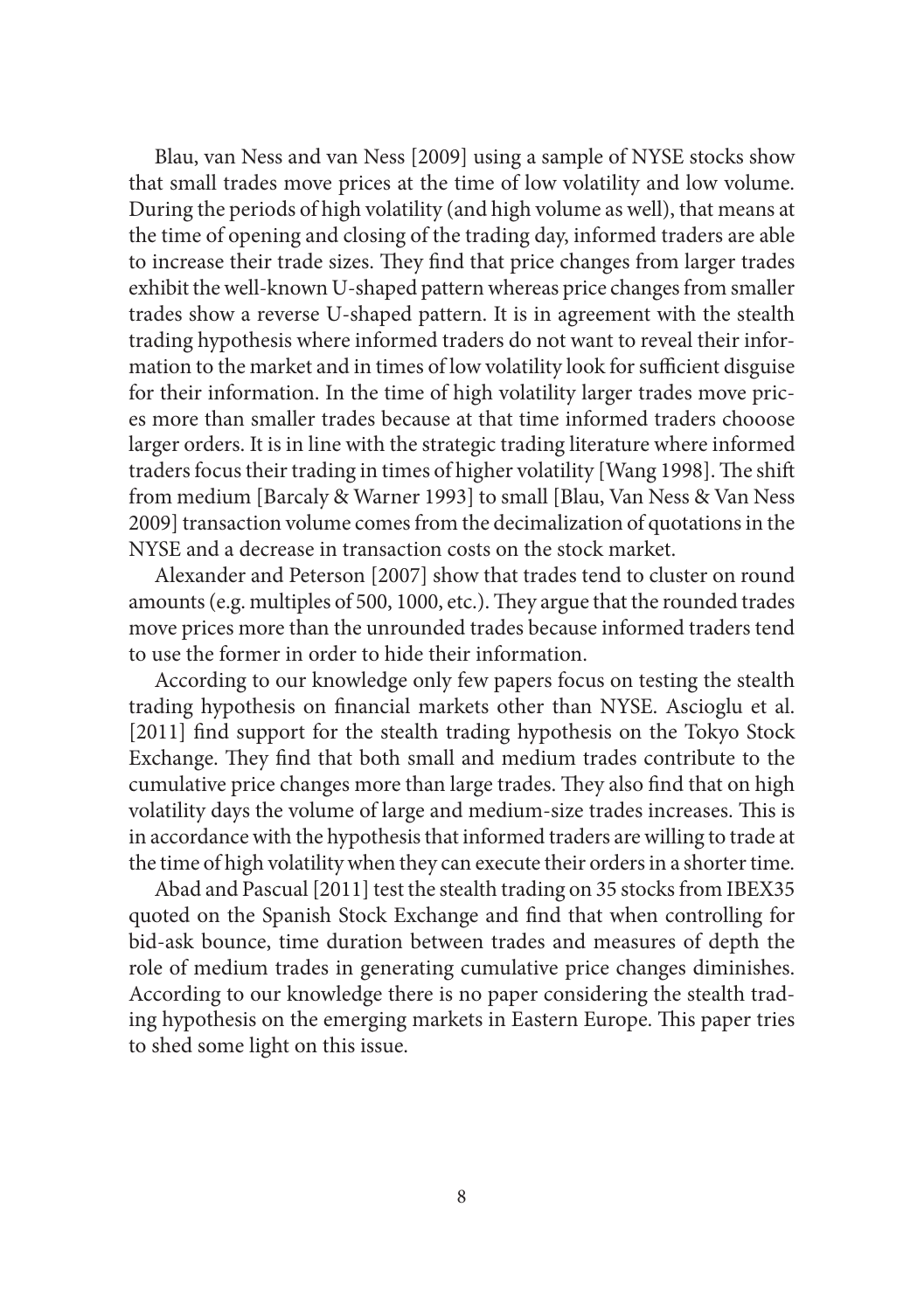Blau, van Ness and van Ness [2009] using a sample of NYSE stocks show that small trades move prices at the time of low volatility and low volume. During the periods of high volatility (and high volume as well), that means at the time of opening and closing of the trading day, informed traders are able to increase their trade sizes. They find that price changes from larger trades exhibit the well-known U-shaped pattern whereas price changes from smaller trades show a reverse U-shaped pattern. It is in agreement with the stealth trading hypothesis where informed traders do not want to reveal their information to the market and in times of low volatility look for sufficient disguise for their information. In the time of high volatility larger trades move prices more than smaller trades because at that time informed traders chooose larger orders. It is in line with the strategic trading literature where informed traders focus their trading in times of higher volatility [Wang 1998]. The shift from medium [Barcaly & Warner 1993] to small [Blau, Van Ness & Van Ness 2009] transaction volume comes from the decimalization of quotations in the NYSE and a decrease in transaction costs on the stock market.

Alexander and Peterson [2007] show that trades tend to cluster on round amounts (e.g. multiples of 500, 1000, etc.). They argue that the rounded trades move prices more than the unrounded trades because informed traders tend to use the former in order to hide their information.

According to our knowledge only few papers focus on testing the stealth trading hypothesis on financial markets other than NYSE. Ascioglu et al. [2011] find support for the stealth trading hypothesis on the Tokyo Stock Exchange. They find that both small and medium trades contribute to the cumulative price changes more than large trades. They also find that on high volatility days the volume of large and medium-size trades increases. This is in accordance with the hypothesis that informed traders are willing to trade at the time of high volatility when they can execute their orders in a shorter time.

Abad and Pascual [2011] test the stealth trading on 35 stocks from IBEX35 quoted on the Spanish Stock Exchange and find that when controlling for bid-ask bounce, time duration between trades and measures of depth the role of medium trades in generating cumulative price changes diminishes. According to our knowledge there is no paper considering the stealth trading hypothesis on the emerging markets in Eastern Europe. This paper tries to shed some light on this issue.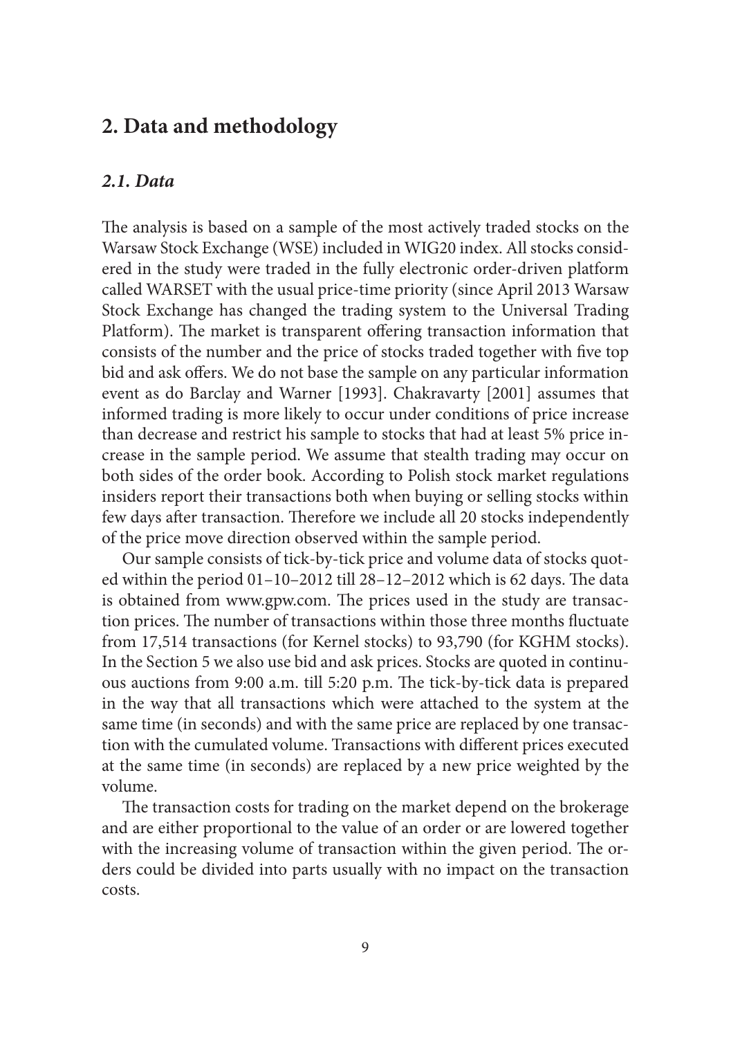## 2. Data and methodology

### *2.1. Data*

The analysis is based on a sample of the most actively traded stocks on the Warsaw Stock Exchange (WSE) included in WIG20 index. All stocks considered in the study were traded in the fully electronic order-driven platform called WARSET with the usual price-time priority (since April 2013 Warsaw Stock Exchange has changed the trading system to the Universal Trading Platform). The market is transparent offering transaction information that consists of the number and the price of stocks traded together with five top bid and ask offers. We do not base the sample on any particular information event as do Barclay and Warner [1993]. Chakravarty [2001] assumes that informed trading is more likely to occur under conditions of price increase than decrease and restrict his sample to stocks that had at least 5% price increase in the sample period. We assume that stealth trading may occur on both sides of the order book. According to Polish stock market regulations insiders report their transactions both when buying or selling stocks within few days after transaction. Therefore we include all 20 stocks independently of the price move direction observed within the sample period.

Our sample consists of tick-by-tick price and volume data of stocks quoted within the period 01–10–2012 till 28–12–2012 which is 62 days. The data is obtained from www.gpw.com. The prices used in the study are transaction prices. The number of transactions within those three months fluctuate from 17,514 transactions (for Kernel stocks) to 93,790 (for KGHM stocks). In the Section 5 we also use bid and ask prices. Stocks are quoted in continuous auctions from 9:00 a.m. till 5:20 p.m. The tick-by-tick data is prepared in the way that all transactions which were attached to the system at the same time (in seconds) and with the same price are replaced by one transaction with the cumulated volume. Transactions with different prices executed at the same time (in seconds) are replaced by a new price weighted by the volume.

The transaction costs for trading on the market depend on the brokerage and are either proportional to the value of an order or are lowered together with the increasing volume of transaction within the given period. The orders could be divided into parts usually with no impact on the transaction costs.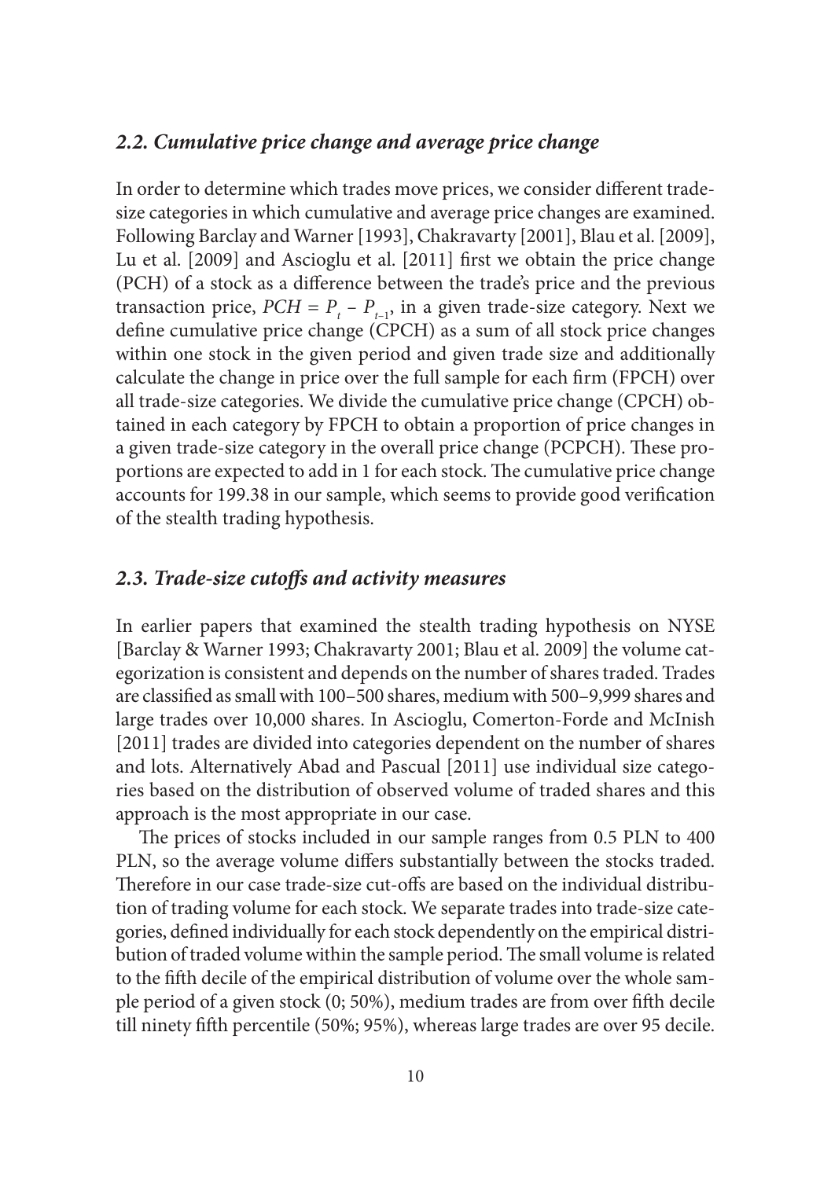### *2.2. Cumulative price change and average price change*

In order to determine which trades move prices, we consider different trade-size categories in which cumulative and average price changes are examined. Following Barclay and Warner [1993], Chakravarty [2001], Blau et al. [2009], Lu et al. [2009] and Ascioglu et al. [2011] first we obtain the price change (PCH) of a stock as a difference between the trade's price and the previous transaction price, $PCH = P_t - P_{t-1}$, in a given trade-size category. Next we define cumulative price change (CPCH) as a sum of all stock price changes within one stock in the given period and given trade size and additionally calculate the change in price over the full sample for each firm (FPCH) over all trade-size categories. We divide the cumulative price change (CPCH) obtained in each category by FPCH to obtain a proportion of price changes in a given trade-size category in the overall price change (PCPCH). These proportions are expected to add in 1 for each stock. The cumulative price change accounts for 199.38 in our sample, which seems to provide good verification of the stealth trading hypothesis.

### *2.3. Trade-size cutoffs and activity measures*

In earlier papers that examined the stealth trading hypothesis on NYSE [Barclay & Warner 1993; Chakravarty 2001; Blau et al. 2009] the volume categorization is consistent and depends on the number of shares traded. Trades are classified as small with 100–500 shares, medium with 500–9,999 shares and large trades over 10,000 shares. In Ascioglu, Comerton-Forde and McInish [2011] trades are divided into categories dependent on the number of shares and lots. Alternatively Abad and Pascual [2011] use individual size categories based on the distribution of observed volume of traded shares and this approach is the most appropriate in our case.

The prices of stocks included in our sample ranges from 0.5 PLN to 400 PLN, so the average volume differs substantially between the stocks traded. Therefore in our case trade-size cut-offs are based on the individual distribution of trading volume for each stock. We separate trades into trade-size categories, defined individually for each stock dependently on the empirical distribution of traded volume within the sample period. The small volume is related to the fifth decile of the empirical distribution of volume over the whole sample period of a given stock (0; 50%), medium trades are from over fifth decile till ninety fifth percentile (50%; 95%), whereas large trades are over 95 decile.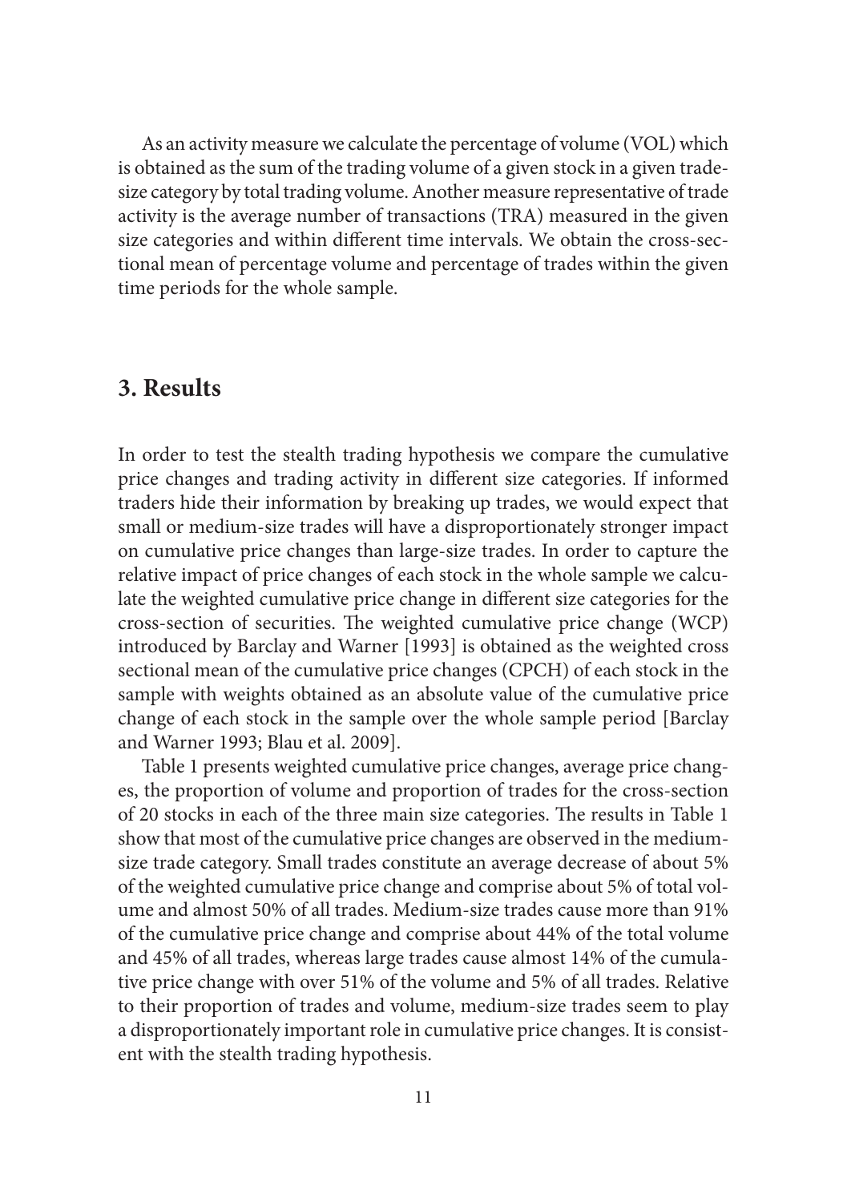As an activity measure we calculate the percentage of volume (VOL) which is obtained as the sum of the trading volume of a given stock in a given trade-size category by total trading volume. Another measure representative of trade activity is the average number of transactions (TRA) measured in the given size categories and within different time intervals. We obtain the cross-sectional mean of percentage volume and percentage of trades within the given time periods for the whole sample.

## 3. Results

In order to test the stealth trading hypothesis we compare the cumulative price changes and trading activity in different size categories. If informed traders hide their information by breaking up trades, we would expect that small or medium-size trades will have a disproportionately stronger impact on cumulative price changes than large-size trades. In order to capture the relative impact of price changes of each stock in the whole sample we calculate the weighted cumulative price change in different size categories for the cross-section of securities. The weighted cumulative price change (WCP) introduced by Barclay and Warner [1993] is obtained as the weighted cross sectional mean of the cumulative price changes (CPCH) of each stock in the sample with weights obtained as an absolute value of the cumulative price change of each stock in the sample over the whole sample period [Barclay and Warner 1993; Blau et al. 2009].

Table 1 presents weighted cumulative price changes, average price changes, the proportion of volume and proportion of trades for the cross-section of 20 stocks in each of the three main size categories. The results in Table 1 show that most of the cumulative price changes are observed in the medium-size trade category. Small trades constitute an average decrease of about 5% of the weighted cumulative price change and comprise about 5% of total volume and almost 50% of all trades. Medium-size trades cause more than 91% of the cumulative price change and comprise about 44% of the total volume and 45% of all trades, whereas large trades cause almost 14% of the cumulative price change with over 51% of the volume and 5% of all trades. Relative to their proportion of trades and volume, medium-size trades seem to play a disproportionately important role in cumulative price changes. It is consistent with the stealth trading hypothesis.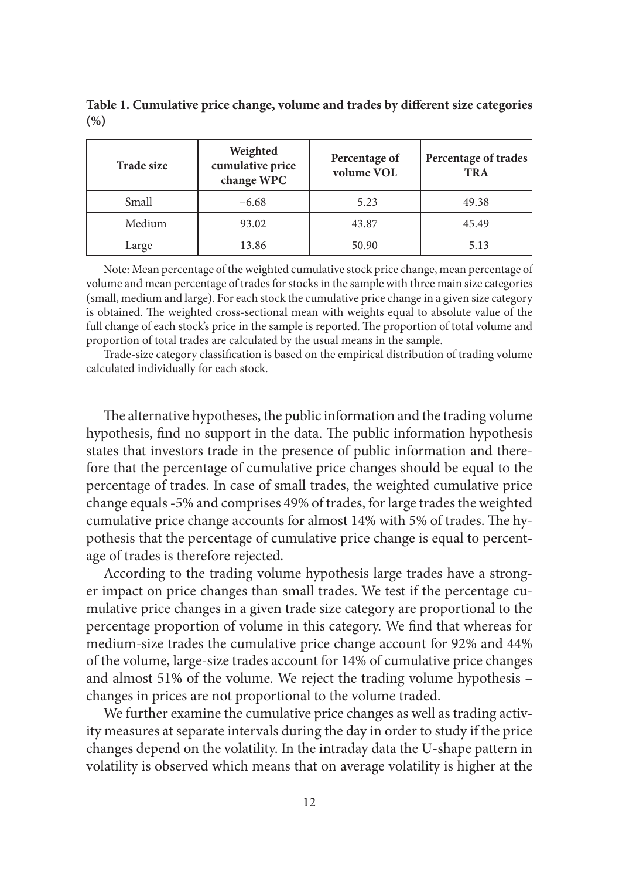**Table 1. Cumulative price change, volume and trades by different size categories (%)**

| Trade size | Weighted cumulative price change WPC | Percentage of volume VOL | Percentage of trades TRA |
|---|---|---|---|
| Small | −6.68 | 5.23 | 49.38 |
| Medium | 93.02 | 43.87 | 45.49 |
| Large | 13.86 | 50.90 | 5.13 |

Note: Mean percentage of the weighted cumulative stock price change, mean percentage of volume and mean percentage of trades for stocks in the sample with three main size categories (small, medium and large). For each stock the cumulative price change in a given size category is obtained. The weighted cross-sectional mean with weights equal to absolute value of the full change of each stock's price in the sample is reported. The proportion of total volume and proportion of total trades are calculated by the usual means in the sample.

Trade-size category classification is based on the empirical distribution of trading volume calculated individually for each stock.

The alternative hypotheses, the public information and the trading volume hypothesis, find no support in the data. The public information hypothesis states that investors trade in the presence of public information and therefore that the percentage of cumulative price changes should be equal to the percentage of trades. In case of small trades, the weighted cumulative price change equals -5% and comprises 49% of trades, for large trades the weighted cumulative price change accounts for almost 14% with 5% of trades. The hypothesis that the percentage of cumulative price change is equal to percentage of trades is therefore rejected.

According to the trading volume hypothesis large trades have a stronger impact on price changes than small trades. We test if the percentage cumulative price changes in a given trade size category are proportional to the percentage proportion of volume in this category. We find that whereas for medium-size trades the cumulative price change account for 92% and 44% of the volume, large-size trades account for 14% of cumulative price changes and almost 51% of the volume. We reject the trading volume hypothesis – changes in prices are not proportional to the volume traded.

We further examine the cumulative price changes as well as trading activity measures at separate intervals during the day in order to study if the price changes depend on the volatility. In the intraday data the U-shape pattern in volatility is observed which means that on average volatility is higher at the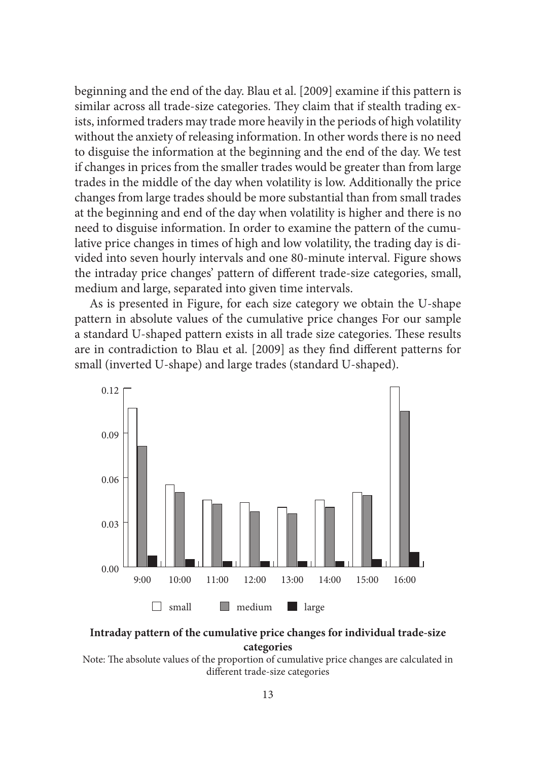beginning and the end of the day. Blau et al. [2009] examine if this pattern is similar across all trade-size categories. They claim that if stealth trading exists, informed traders may trade more heavily in the periods of high volatility without the anxiety of releasing information. In other words there is no need to disguise the information at the beginning and the end of the day. We test if changes in prices from the smaller trades would be greater than from large trades in the middle of the day when volatility is low. Additionally the price changes from large trades should be more substantial than from small trades at the beginning and end of the day when volatility is higher and there is no need to disguise information. In order to examine the pattern of the cumulative price changes in times of high and low volatility, the trading day is divided into seven hourly intervals and one 80-minute interval. Figure shows the intraday price changes' pattern of different trade-size categories, small, medium and large, separated into given time intervals.

As is presented in Figure, for each size category we obtain the U-shape pattern in absolute values of the cumulative price changes For our sample a standard U-shaped pattern exists in all trade size categories. These results are in contradiction to Blau et al. [2009] as they find different patterns for small (inverted U-shape) and large trades (standard U-shaped).

**Intraday pattern of the cumulative price changes for individual trade-size categories**

Note: The absolute values of the proportion of cumulative price changes are calculated in different trade-size categories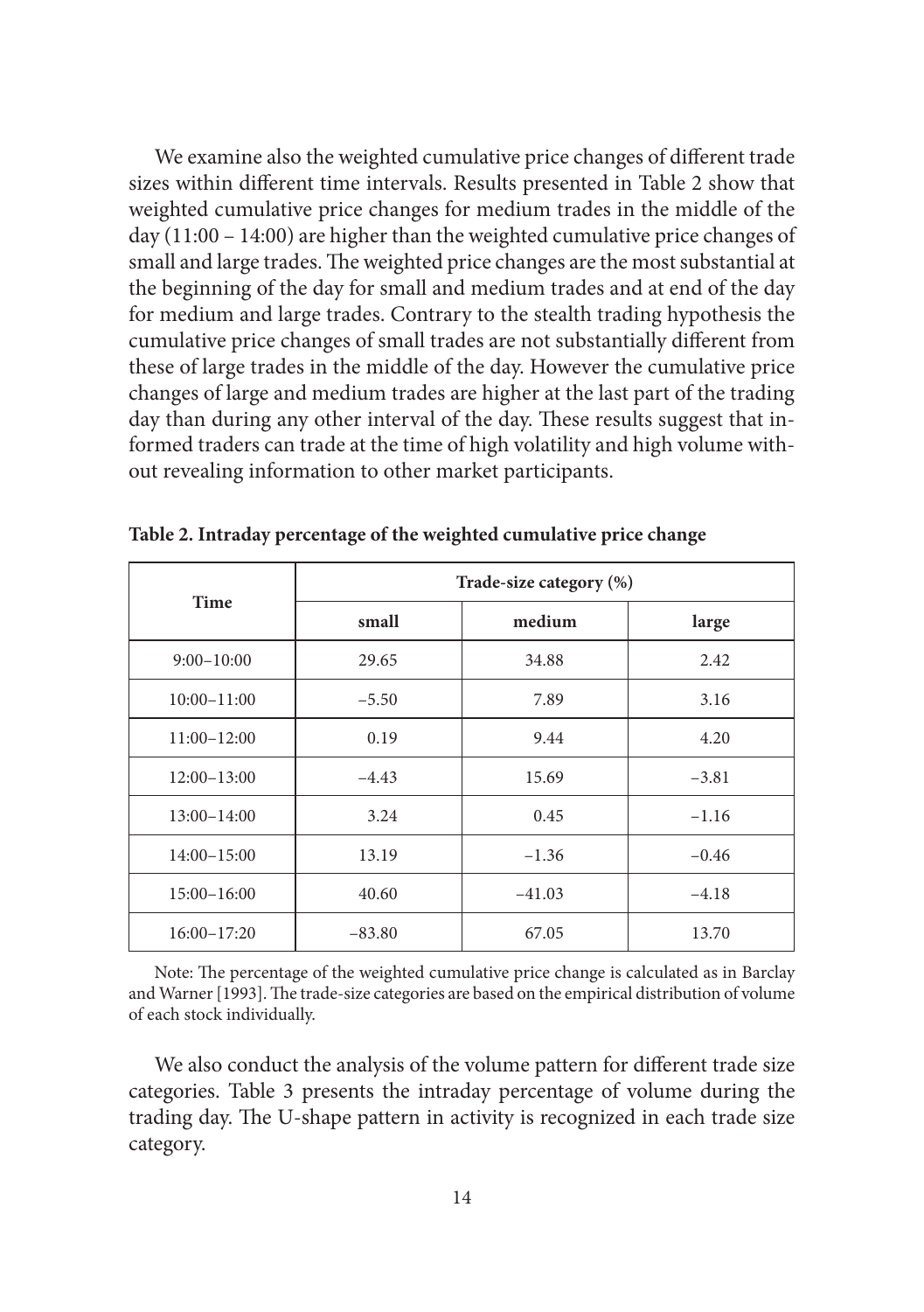We examine also the weighted cumulative price changes of different trade sizes within different time intervals. Results presented in Table 2 show that weighted cumulative price changes for medium trades in the middle of the day (11:00 – 14:00) are higher than the weighted cumulative price changes of small and large trades. The weighted price changes are the most substantial at the beginning of the day for small and medium trades and at end of the day for medium and large trades. Contrary to the stealth trading hypothesis the cumulative price changes of small trades are not substantially different from these of large trades in the middle of the day. However the cumulative price changes of large and medium trades are higher at the last part of the trading day than during any other interval of the day. These results suggest that informed traders can trade at the time of high volatility and high volume without revealing information to other market participants.

**Table 2. Intraday percentage of the weighted cumulative price change**

| Time | Trade-size category (%) | | |
|---|---|---|---|
| | small | medium | large |
| 9:00–10:00 | 29.65 | 34.88 | 2.42 |
| 10:00–11:00 | –5.50 | 7.89 | 3.16 |
| 11:00–12:00 | 0.19 | 9.44 | 4.20 |
| 12:00–13:00 | –4.43 | 15.69 | –3.81 |
| 13:00–14:00 | 3.24 | 0.45 | –1.16 |
| 14:00–15:00 | 13.19 | –1.36 | –0.46 |
| 15:00–16:00 | 40.60 | –41.03 | –4.18 |
| 16:00–17:20 | –83.80 | 67.05 | 13.70 |

Note: The percentage of the weighted cumulative price change is calculated as in Barclay and Warner [1993]. The trade-size categories are based on the empirical distribution of volume of each stock individually.

We also conduct the analysis of the volume pattern for different trade size categories. Table 3 presents the intraday percentage of volume during the trading day. The U-shape pattern in activity is recognized in each trade size category.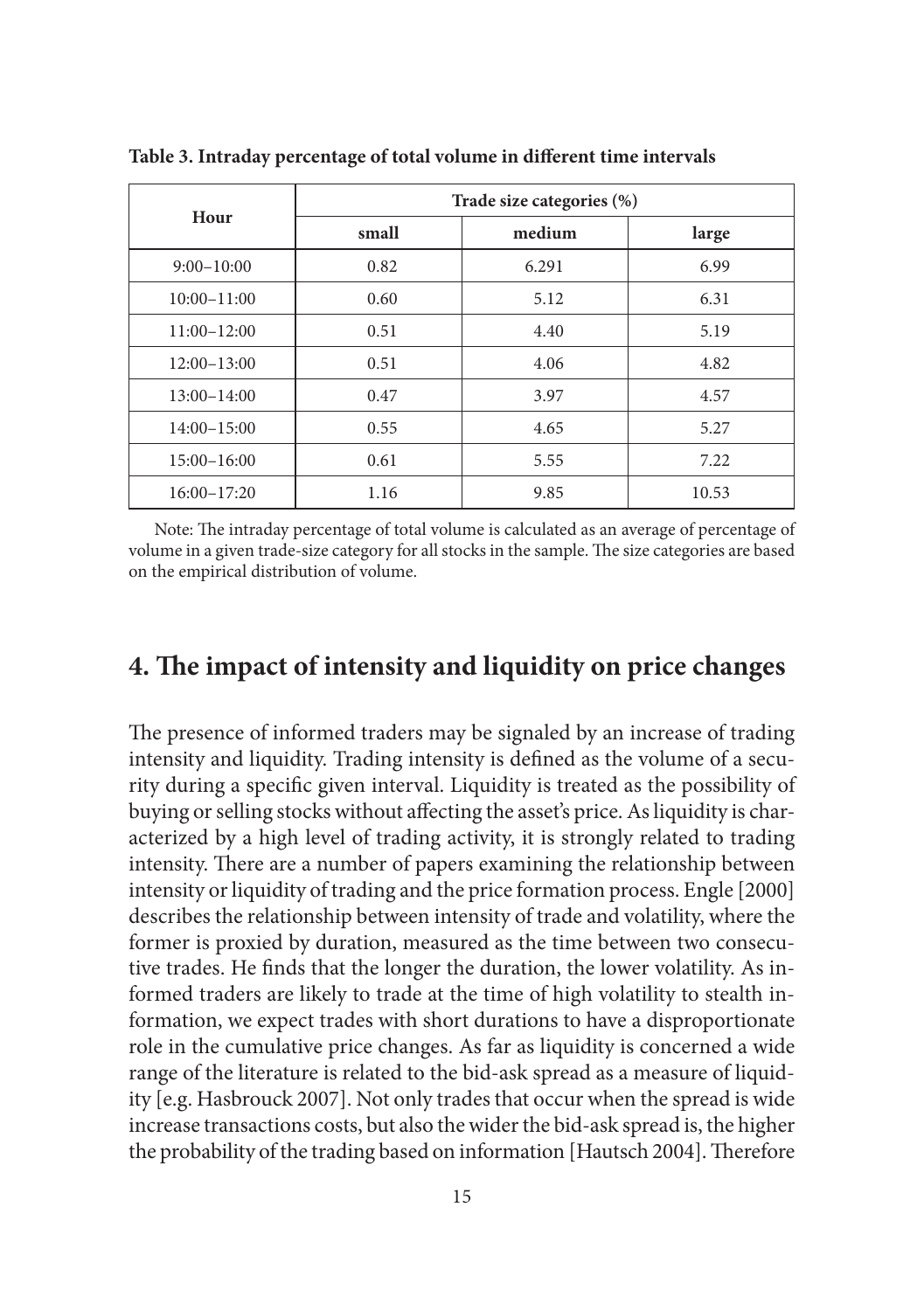**Table 3. Intraday percentage of total volume in different time intervals**

| Hour | Trade size categories (%) | | |
|---|---|---|---|
| | small | medium | large |
| 9:00–10:00 | 0.82 | 6.291 | 6.99 |
| 10:00–11:00 | 0.60 | 5.12 | 6.31 |
| 11:00–12:00 | 0.51 | 4.40 | 5.19 |
| 12:00–13:00 | 0.51 | 4.06 | 4.82 |
| 13:00–14:00 | 0.47 | 3.97 | 4.57 |
| 14:00–15:00 | 0.55 | 4.65 | 5.27 |
| 15:00–16:00 | 0.61 | 5.55 | 7.22 |
| 16:00–17:20 | 1.16 | 9.85 | 10.53 |

Note: The intraday percentage of total volume is calculated as an average of percentage of volume in a given trade-size category for all stocks in the sample. The size categories are based on the empirical distribution of volume.

## 4. The impact of intensity and liquidity on price changes

The presence of informed traders may be signaled by an increase of trading intensity and liquidity. Trading intensity is defined as the volume of a security during a specific given interval. Liquidity is treated as the possibility of buying or selling stocks without affecting the asset's price. As liquidity is characterized by a high level of trading activity, it is strongly related to trading intensity. There are a number of papers examining the relationship between intensity or liquidity of trading and the price formation process. Engle [2000] describes the relationship between intensity of trade and volatility, where the former is proxied by duration, measured as the time between two consecutive trades. He finds that the longer the duration, the lower volatility. As informed traders are likely to trade at the time of high volatility to stealth information, we expect trades with short durations to have a disproportionate role in the cumulative price changes. As far as liquidity is concerned a wide range of the literature is related to the bid-ask spread as a measure of liquidity [e.g. Hasbrouck 2007]. Not only trades that occur when the spread is wide increase transactions costs, but also the wider the bid-ask spread is, the higher the probability of the trading based on information [Hautsch 2004]. Therefore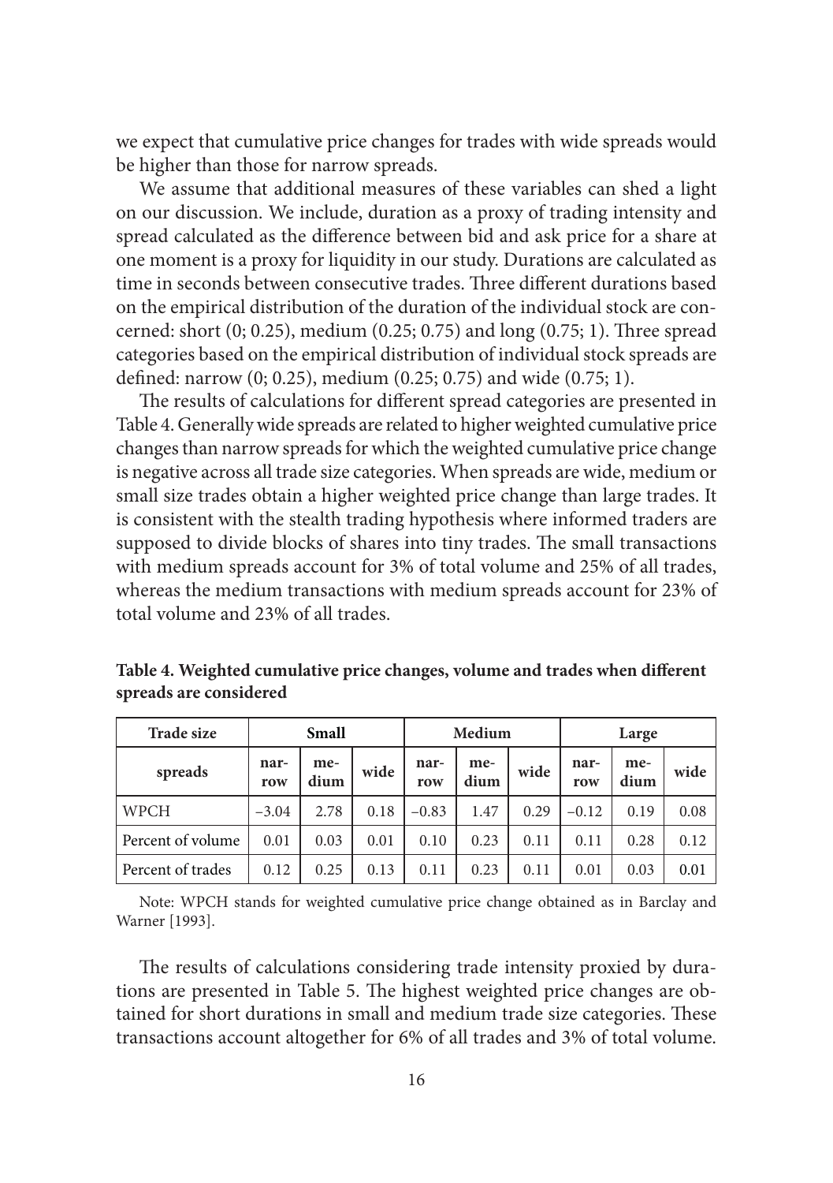we expect that cumulative price changes for trades with wide spreads would be higher than those for narrow spreads.

We assume that additional measures of these variables can shed a light on our discussion. We include, duration as a proxy of trading intensity and spread calculated as the difference between bid and ask price for a share at one moment is a proxy for liquidity in our study. Durations are calculated as time in seconds between consecutive trades. Three different durations based on the empirical distribution of the duration of the individual stock are concerned: short (0; 0.25), medium (0.25; 0.75) and long (0.75; 1). Three spread categories based on the empirical distribution of individual stock spreads are defined: narrow (0; 0.25), medium (0.25; 0.75) and wide (0.75; 1).

The results of calculations for different spread categories are presented in Table 4. Generally wide spreads are related to higher weighted cumulative price changes than narrow spreads for which the weighted cumulative price change is negative across all trade size categories. When spreads are wide, medium or small size trades obtain a higher weighted price change than large trades. It is consistent with the stealth trading hypothesis where informed traders are supposed to divide blocks of shares into tiny trades. The small transactions with medium spreads account for 3% of total volume and 25% of all trades, whereas the medium transactions with medium spreads account for 23% of total volume and 23% of all trades.

**Table 4. Weighted cumulative price changes, volume and trades when different spreads are considered**

| Trade size | Small | | | Medium | | | Large | | |
|---|---|---|---|---|---|---|---|---|---|
| spreads | narrow | medium | wide | narrow | medium | wide | narrow | medium | wide |
| WPCH | −3.04 | 2.78 | 0.18 | −0.83 | 1.47 | 0.29 | −0.12 | 0.19 | 0.08 |
| Percent of volume | 0.01 | 0.03 | 0.01 | 0.10 | 0.23 | 0.11 | 0.11 | 0.28 | 0.12 |
| Percent of trades | 0.12 | 0.25 | 0.13 | 0.11 | 0.23 | 0.11 | 0.01 | 0.03 | 0.01 |

Note: WPCH stands for weighted cumulative price change obtained as in Barclay and Warner [1993].

The results of calculations considering trade intensity proxied by durations are presented in Table 5. The highest weighted price changes are obtained for short durations in small and medium trade size categories. These transactions account altogether for 6% of all trades and 3% of total volume.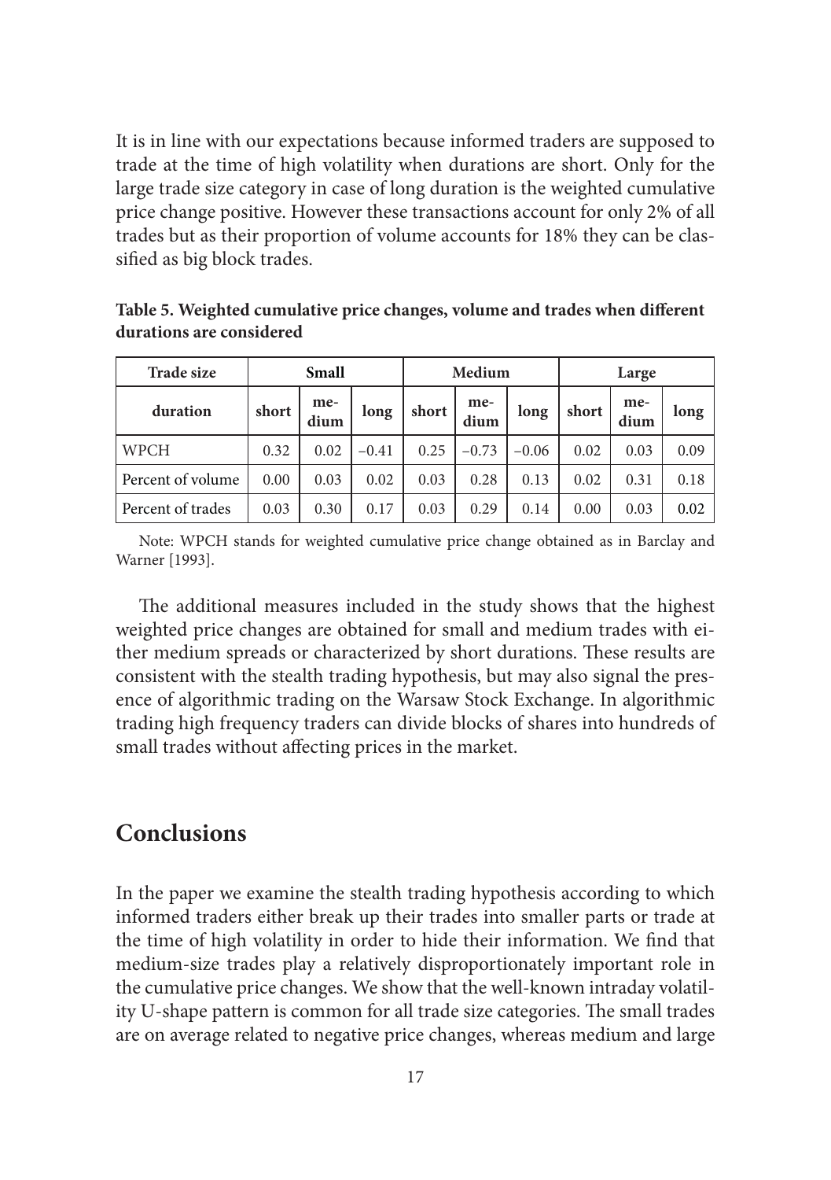It is in line with our expectations because informed traders are supposed to trade at the time of high volatility when durations are short. Only for the large trade size category in case of long duration is the weighted cumulative price change positive. However these transactions account for only 2% of all trades but as their proportion of volume accounts for 18% they can be classified as big block trades.

**Table 5. Weighted cumulative price changes, volume and trades when different durations are considered**

| Trade size | Small | | | Medium | | | Large | | |
|---|---|---|---|---|---|---|---|---|---|
| duration | short | medium | long | short | medium | long | short | medium | long |
| WPCH | 0.32 | 0.02 | −0.41 | 0.25 | −0.73 | −0.06 | 0.02 | 0.03 | 0.09 |
| Percent of volume | 0.00 | 0.03 | 0.02 | 0.03 | 0.28 | 0.13 | 0.02 | 0.31 | 0.18 |
| Percent of trades | 0.03 | 0.30 | 0.17 | 0.03 | 0.29 | 0.14 | 0.00 | 0.03 | 0.02 |

Note: WPCH stands for weighted cumulative price change obtained as in Barclay and Warner [1993].

The additional measures included in the study shows that the highest weighted price changes are obtained for small and medium trades with either medium spreads or characterized by short durations. These results are consistent with the stealth trading hypothesis, but may also signal the presence of algorithmic trading on the Warsaw Stock Exchange. In algorithmic trading high frequency traders can divide blocks of shares into hundreds of small trades without affecting prices in the market.

## Conclusions

In the paper we examine the stealth trading hypothesis according to which informed traders either break up their trades into smaller parts or trade at the time of high volatility in order to hide their information. We find that medium-size trades play a relatively disproportionately important role in the cumulative price changes. We show that the well-known intraday volatility U-shape pattern is common for all trade size categories. The small trades are on average related to negative price changes, whereas medium and large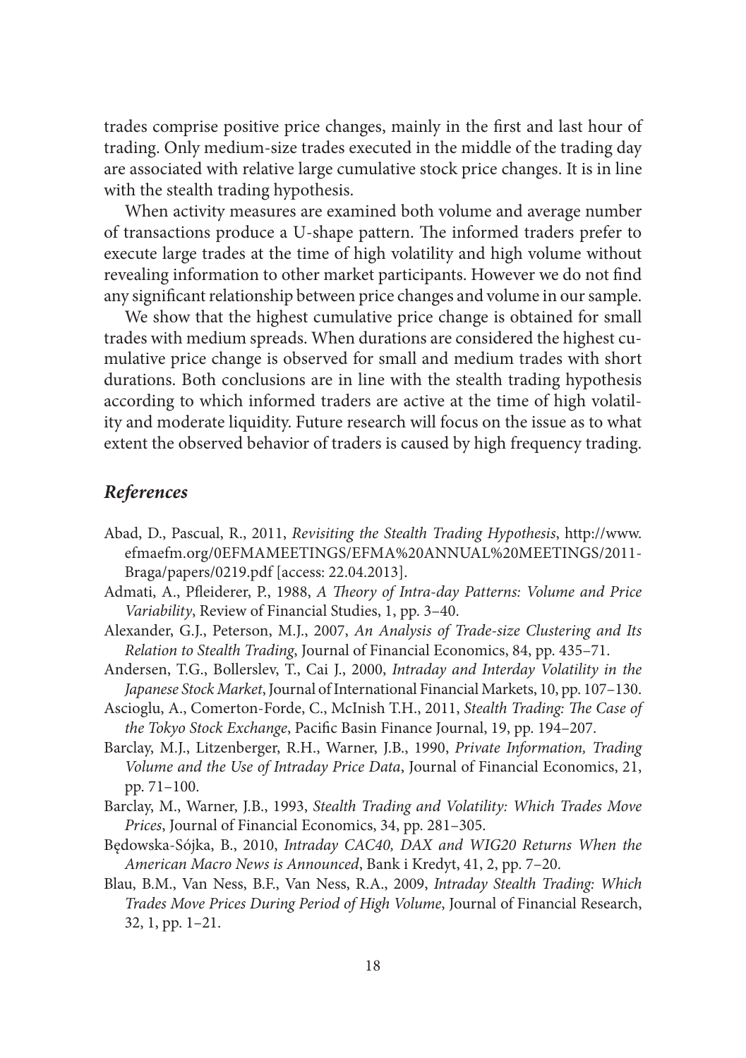trades comprise positive price changes, mainly in the first and last hour of trading. Only medium-size trades executed in the middle of the trading day are associated with relative large cumulative stock price changes. It is in line with the stealth trading hypothesis.

When activity measures are examined both volume and average number of transactions produce a U-shape pattern. The informed traders prefer to execute large trades at the time of high volatility and high volume without revealing information to other market participants. However we do not find any significant relationship between price changes and volume in our sample.

We show that the highest cumulative price change is obtained for small trades with medium spreads. When durations are considered the highest cumulative price change is observed for small and medium trades with short durations. Both conclusions are in line with the stealth trading hypothesis according to which informed traders are active at the time of high volatility and moderate liquidity. Future research will focus on the issue as to what extent the observed behavior of traders is caused by high frequency trading.

## *References*

Abad, D., Pascual, R., 2011, *Revisiting the Stealth Trading Hypothesis*, http://www.efmaefm.org/0EFMAMEETINGS/EFMA%20ANNUAL%20MEETINGS/2011-Braga/papers/0219.pdf [access: 22.04.2013].

Admati, A., Pfleiderer, P., 1988, *A Theory of Intra-day Patterns: Volume and Price Variability*, Review of Financial Studies, 1, pp. 3–40.

Alexander, G.J., Peterson, M.J., 2007, *An Analysis of Trade-size Clustering and Its Relation to Stealth Trading*, Journal of Financial Economics, 84, pp. 435–71.

Andersen, T.G., Bollerslev, T., Cai J., 2000, *Intraday and Interday Volatility in the Japanese Stock Market*, Journal of International Financial Markets, 10, pp. 107–130.

Ascioglu, A., Comerton-Forde, C., McInish T.H., 2011, *Stealth Trading: The Case of the Tokyo Stock Exchange*, Pacific Basin Finance Journal, 19, pp. 194–207.

Barclay, M.J., Litzenberger, R.H., Warner, J.B., 1990, *Private Information, Trading Volume and the Use of Intraday Price Data*, Journal of Financial Economics, 21, pp. 71–100.

Barclay, M., Warner, J.B., 1993, *Stealth Trading and Volatility: Which Trades Move Prices*, Journal of Financial Economics, 34, pp. 281–305.

Będowska-Sójka, B., 2010, *Intraday CAC40, DAX and WIG20 Returns When the American Macro News is Announced*, Bank i Kredyt, 41, 2, pp. 7–20.

Blau, B.M., Van Ness, B.F., Van Ness, R.A., 2009, *Intraday Stealth Trading: Which Trades Move Prices During Period of High Volume*, Journal of Financial Research, 32, 1, pp. 1–21.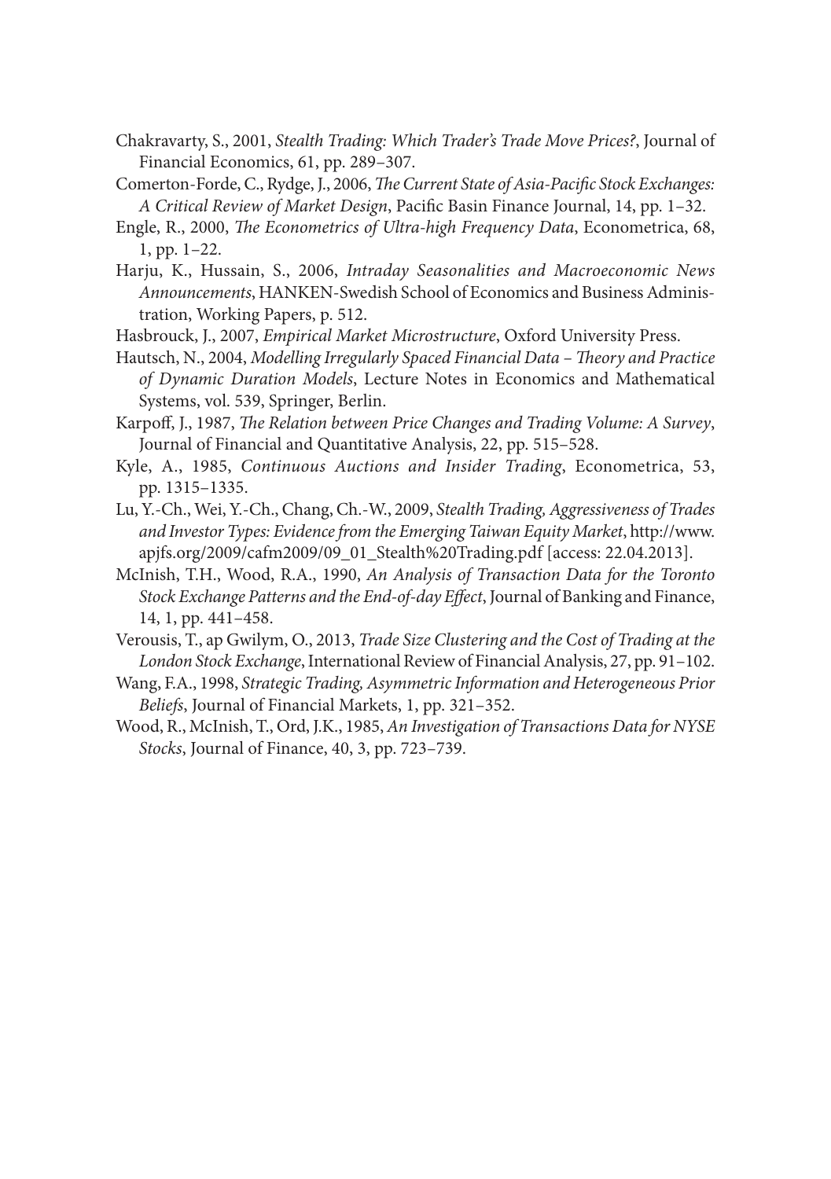Chakravarty, S., 2001, *Stealth Trading: Which Trader's Trade Move Prices?*, Journal of Financial Economics, 61, pp. 289–307.

Comerton-Forde, C., Rydge, J., 2006, *The Current State of Asia-Pacific Stock Exchanges: A Critical Review of Market Design*, Pacific Basin Finance Journal, 14, pp. 1–32.

Engle, R., 2000, *The Econometrics of Ultra-high Frequency Data*, Econometrica, 68, 1, pp. 1–22.

Harju, K., Hussain, S., 2006, *Intraday Seasonalities and Macroeconomic News Announcements*, HANKEN-Swedish School of Economics and Business Administration, Working Papers, p. 512.

Hasbrouck, J., 2007, *Empirical Market Microstructure*, Oxford University Press.

Hautsch, N., 2004, *Modelling Irregularly Spaced Financial Data – Theory and Practice of Dynamic Duration Models*, Lecture Notes in Economics and Mathematical Systems, vol. 539, Springer, Berlin.

Karpoff, J., 1987, *The Relation between Price Changes and Trading Volume: A Survey*, Journal of Financial and Quantitative Analysis, 22, pp. 515–528.

Kyle, A., 1985, *Continuous Auctions and Insider Trading*, Econometrica, 53, pp. 1315–1335.

Lu, Y.-Ch., Wei, Y.-Ch., Chang, Ch.-W., 2009, *Stealth Trading, Aggressiveness of Trades and Investor Types: Evidence from the Emerging Taiwan Equity Market*, http://www.apjfs.org/2009/cafm2009/09_01_Stealth%20Trading.pdf [access: 22.04.2013].

McInish, T.H., Wood, R.A., 1990, *An Analysis of Transaction Data for the Toronto Stock Exchange Patterns and the End-of-day Effect*, Journal of Banking and Finance, 14, 1, pp. 441–458.

Verousis, T., ap Gwilym, O., 2013, *Trade Size Clustering and the Cost of Trading at the London Stock Exchange*, International Review of Financial Analysis, 27, pp. 91–102.

Wang, F.A., 1998, *Strategic Trading, Asymmetric Information and Heterogeneous Prior Beliefs*, Journal of Financial Markets, 1, pp. 321–352.

Wood, R., McInish, T., Ord, J.K., 1985, *An Investigation of Transactions Data for NYSE Stocks*, Journal of Finance, 40, 3, pp. 723–739.